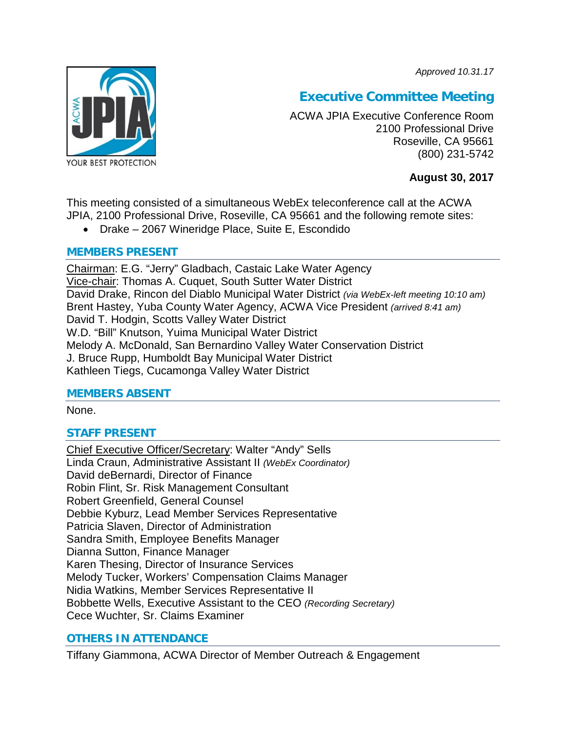*Approved 10.31.17*

# Executive Committee Meeting

ACWA JPIA Executive Conference Room
2100 Professional Drive
Roseville, CA 95661
(800) 231-5742

**August 30, 2017**

This meeting consisted of a simultaneous WebEx teleconference call at the ACWA JPIA, 2100 Professional Drive, Roseville, CA 95661 and the following remote sites:

- Drake – 2067 Wineridge Place, Suite E, Escondido

## MEMBERS PRESENT

Chairman: E.G. "Jerry" Gladbach, Castaic Lake Water Agency
Vice-chair: Thomas A. Cuquet, South Sutter Water District
David Drake, Rincon del Diablo Municipal Water District *(via WebEx-left meeting 10:10 am)*
Brent Hastey, Yuba County Water Agency, ACWA Vice President *(arrived 8:41 am)*
David T. Hodgin, Scotts Valley Water District
W.D. "Bill" Knutson, Yuima Municipal Water District
Melody A. McDonald, San Bernardino Valley Water Conservation District
J. Bruce Rupp, Humboldt Bay Municipal Water District
Kathleen Tiegs, Cucamonga Valley Water District

## MEMBERS ABSENT

None.

## STAFF PRESENT

Chief Executive Officer/Secretary: Walter "Andy" Sells
Linda Craun, Administrative Assistant II *(WebEx Coordinator)*
David deBernardi, Director of Finance
Robin Flint, Sr. Risk Management Consultant
Robert Greenfield, General Counsel
Debbie Kyburz, Lead Member Services Representative
Patricia Slaven, Director of Administration
Sandra Smith, Employee Benefits Manager
Dianna Sutton, Finance Manager
Karen Thesing, Director of Insurance Services
Melody Tucker, Workers' Compensation Claims Manager
Nidia Watkins, Member Services Representative II
Bobbette Wells, Executive Assistant to the CEO *(Recording Secretary)*
Cece Wuchter, Sr. Claims Examiner

## OTHERS IN ATTENDANCE

Tiffany Giammona, ACWA Director of Member Outreach & Engagement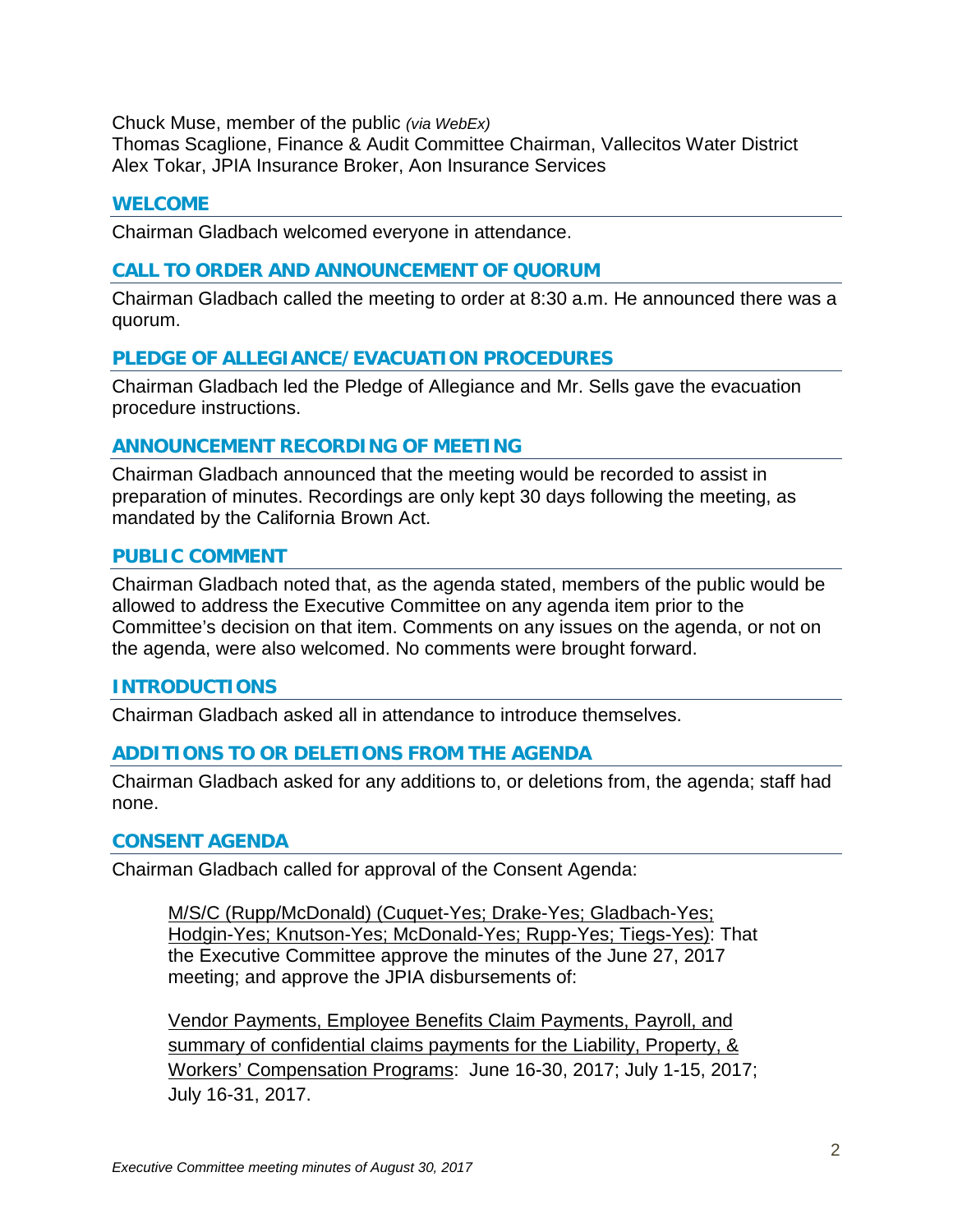Chuck Muse, member of the public *(via WebEx)*
Thomas Scaglione, Finance & Audit Committee Chairman, Vallecitos Water District
Alex Tokar, JPIA Insurance Broker, Aon Insurance Services

## WELCOME

Chairman Gladbach welcomed everyone in attendance.

## CALL TO ORDER AND ANNOUNCEMENT OF QUORUM

Chairman Gladbach called the meeting to order at 8:30 a.m. He announced there was a quorum.

## PLEDGE OF ALLEGIANCE/EVACUATION PROCEDURES

Chairman Gladbach led the Pledge of Allegiance and Mr. Sells gave the evacuation procedure instructions.

## ANNOUNCEMENT RECORDING OF MEETING

Chairman Gladbach announced that the meeting would be recorded to assist in preparation of minutes. Recordings are only kept 30 days following the meeting, as mandated by the California Brown Act.

## PUBLIC COMMENT

Chairman Gladbach noted that, as the agenda stated, members of the public would be allowed to address the Executive Committee on any agenda item prior to the Committee's decision on that item. Comments on any issues on the agenda, or not on the agenda, were also welcomed. No comments were brought forward.

## INTRODUCTIONS

Chairman Gladbach asked all in attendance to introduce themselves.

## ADDITIONS TO OR DELETIONS FROM THE AGENDA

Chairman Gladbach asked for any additions to, or deletions from, the agenda; staff had none.

## CONSENT AGENDA

Chairman Gladbach called for approval of the Consent Agenda:

> M/S/C (Rupp/McDonald) (Cuquet-Yes; Drake-Yes; Gladbach-Yes; Hodgin-Yes; Knutson-Yes; McDonald-Yes; Rupp-Yes; Tiegs-Yes): That the Executive Committee approve the minutes of the June 27, 2017 meeting; and approve the JPIA disbursements of:
>
> Vendor Payments, Employee Benefits Claim Payments, Payroll, and summary of confidential claims payments for the Liability, Property, & Workers' Compensation Programs: June 16-30, 2017; July 1-15, 2017; July 16-31, 2017.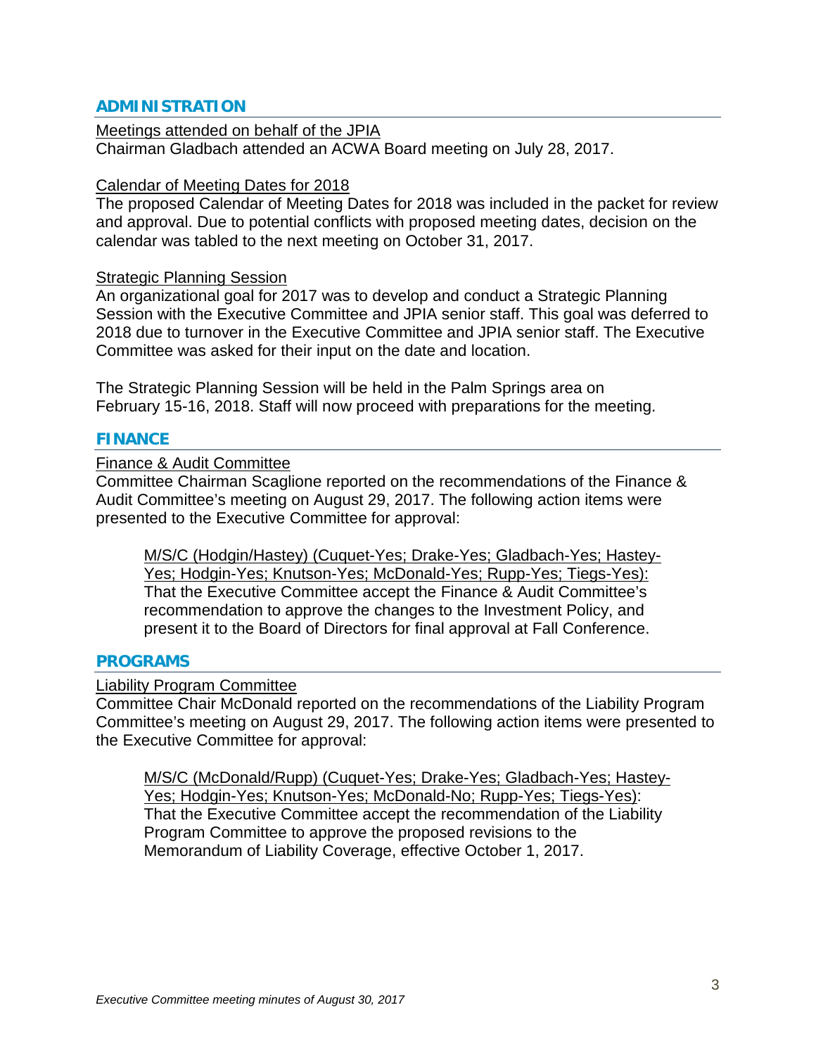## ADMINISTRATION

Meetings attended on behalf of the JPIA

Chairman Gladbach attended an ACWA Board meeting on July 28, 2017.

Calendar of Meeting Dates for 2018

The proposed Calendar of Meeting Dates for 2018 was included in the packet for review and approval. Due to potential conflicts with proposed meeting dates, decision on the calendar was tabled to the next meeting on October 31, 2017.

Strategic Planning Session

An organizational goal for 2017 was to develop and conduct a Strategic Planning Session with the Executive Committee and JPIA senior staff. This goal was deferred to 2018 due to turnover in the Executive Committee and JPIA senior staff. The Executive Committee was asked for their input on the date and location.

The Strategic Planning Session will be held in the Palm Springs area on February 15-16, 2018. Staff will now proceed with preparations for the meeting.

## FINANCE

Finance & Audit Committee

Committee Chairman Scaglione reported on the recommendations of the Finance & Audit Committee's meeting on August 29, 2017. The following action items were presented to the Executive Committee for approval:

> M/S/C (Hodgin/Hastey) (Cuquet-Yes; Drake-Yes; Gladbach-Yes; Hastey-Yes; Hodgin-Yes; Knutson-Yes; McDonald-Yes; Rupp-Yes; Tiegs-Yes): That the Executive Committee accept the Finance & Audit Committee's recommendation to approve the changes to the Investment Policy, and present it to the Board of Directors for final approval at Fall Conference.

## PROGRAMS

Liability Program Committee

Committee Chair McDonald reported on the recommendations of the Liability Program Committee's meeting on August 29, 2017. The following action items were presented to the Executive Committee for approval:

> M/S/C (McDonald/Rupp) (Cuquet-Yes; Drake-Yes; Gladbach-Yes; Hastey-Yes; Hodgin-Yes; Knutson-Yes; McDonald-No; Rupp-Yes; Tiegs-Yes): That the Executive Committee accept the recommendation of the Liability Program Committee to approve the proposed revisions to the Memorandum of Liability Coverage, effective October 1, 2017.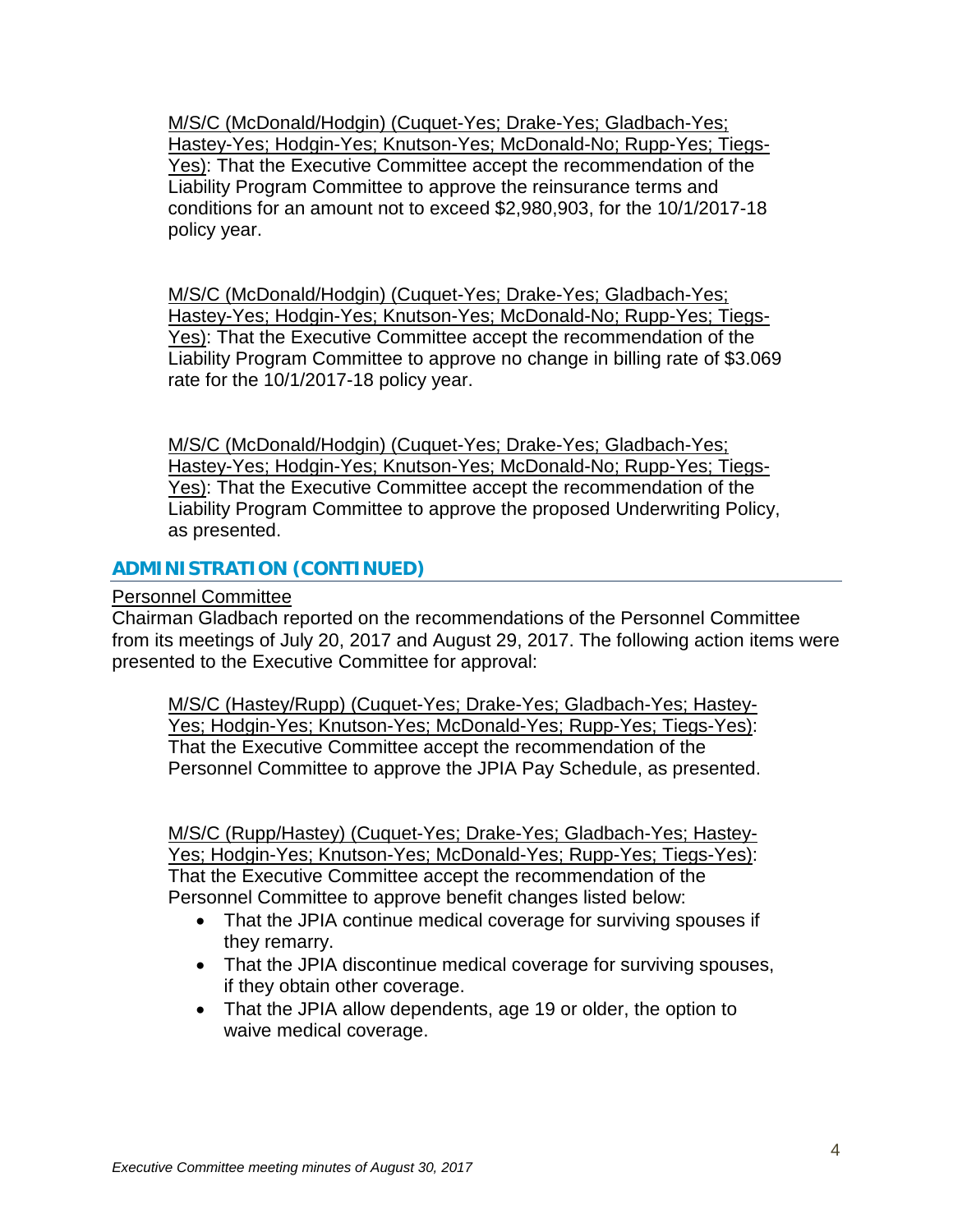M/S/C (McDonald/Hodgin) (Cuquet-Yes; Drake-Yes; Gladbach-Yes; Hastey-Yes; Hodgin-Yes; Knutson-Yes; McDonald-No; Rupp-Yes; Tiegs-Yes): That the Executive Committee accept the recommendation of the Liability Program Committee to approve the reinsurance terms and conditions for an amount not to exceed $2,980,903, for the 10/1/2017-18 policy year.

M/S/C (McDonald/Hodgin) (Cuquet-Yes; Drake-Yes; Gladbach-Yes; Hastey-Yes; Hodgin-Yes; Knutson-Yes; McDonald-No; Rupp-Yes; Tiegs-Yes): That the Executive Committee accept the recommendation of the Liability Program Committee to approve no change in billing rate of $3.069 rate for the 10/1/2017-18 policy year.

M/S/C (McDonald/Hodgin) (Cuquet-Yes; Drake-Yes; Gladbach-Yes; Hastey-Yes; Hodgin-Yes; Knutson-Yes; McDonald-No; Rupp-Yes; Tiegs-Yes): That the Executive Committee accept the recommendation of the Liability Program Committee to approve the proposed Underwriting Policy, as presented.

## ADMINISTRATION (CONTINUED)

Personnel Committee

Chairman Gladbach reported on the recommendations of the Personnel Committee from its meetings of July 20, 2017 and August 29, 2017. The following action items were presented to the Executive Committee for approval:

M/S/C (Hastey/Rupp) (Cuquet-Yes; Drake-Yes; Gladbach-Yes; Hastey-Yes; Hodgin-Yes; Knutson-Yes; McDonald-Yes; Rupp-Yes; Tiegs-Yes): That the Executive Committee accept the recommendation of the Personnel Committee to approve the JPIA Pay Schedule, as presented.

M/S/C (Rupp/Hastey) (Cuquet-Yes; Drake-Yes; Gladbach-Yes; Hastey-Yes; Hodgin-Yes; Knutson-Yes; McDonald-Yes; Rupp-Yes; Tiegs-Yes): That the Executive Committee accept the recommendation of the Personnel Committee to approve benefit changes listed below:

- That the JPIA continue medical coverage for surviving spouses if they remarry.
- That the JPIA discontinue medical coverage for surviving spouses, if they obtain other coverage.
- That the JPIA allow dependents, age 19 or older, the option to waive medical coverage.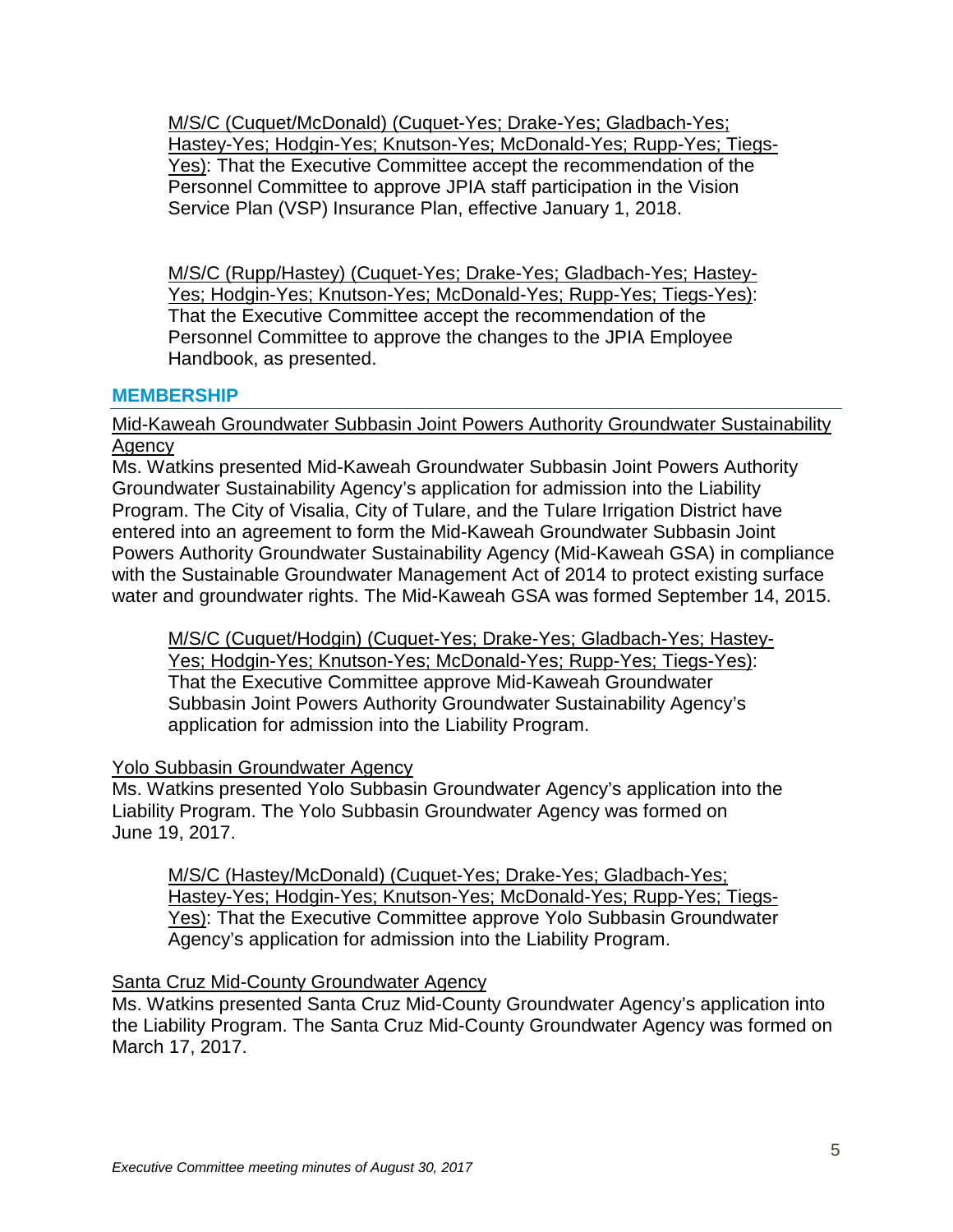M/S/C (Cuquet/McDonald) (Cuquet-Yes; Drake-Yes; Gladbach-Yes; Hastey-Yes; Hodgin-Yes; Knutson-Yes; McDonald-Yes; Rupp-Yes; Tiegs-Yes): That the Executive Committee accept the recommendation of the Personnel Committee to approve JPIA staff participation in the Vision Service Plan (VSP) Insurance Plan, effective January 1, 2018.

M/S/C (Rupp/Hastey) (Cuquet-Yes; Drake-Yes; Gladbach-Yes; Hastey-Yes; Hodgin-Yes; Knutson-Yes; McDonald-Yes; Rupp-Yes; Tiegs-Yes): That the Executive Committee accept the recommendation of the Personnel Committee to approve the changes to the JPIA Employee Handbook, as presented.

## MEMBERSHIP

Mid-Kaweah Groundwater Subbasin Joint Powers Authority Groundwater Sustainability Agency

Ms. Watkins presented Mid-Kaweah Groundwater Subbasin Joint Powers Authority Groundwater Sustainability Agency's application for admission into the Liability Program. The City of Visalia, City of Tulare, and the Tulare Irrigation District have entered into an agreement to form the Mid-Kaweah Groundwater Subbasin Joint Powers Authority Groundwater Sustainability Agency (Mid-Kaweah GSA) in compliance with the Sustainable Groundwater Management Act of 2014 to protect existing surface water and groundwater rights. The Mid-Kaweah GSA was formed September 14, 2015.

M/S/C (Cuquet/Hodgin) (Cuquet-Yes; Drake-Yes; Gladbach-Yes; Hastey-Yes; Hodgin-Yes; Knutson-Yes; McDonald-Yes; Rupp-Yes; Tiegs-Yes): That the Executive Committee approve Mid-Kaweah Groundwater Subbasin Joint Powers Authority Groundwater Sustainability Agency's application for admission into the Liability Program.

Yolo Subbasin Groundwater Agency

Ms. Watkins presented Yolo Subbasin Groundwater Agency's application into the Liability Program. The Yolo Subbasin Groundwater Agency was formed on June 19, 2017.

M/S/C (Hastey/McDonald) (Cuquet-Yes; Drake-Yes; Gladbach-Yes; Hastey-Yes; Hodgin-Yes; Knutson-Yes; McDonald-Yes; Rupp-Yes; Tiegs-Yes): That the Executive Committee approve Yolo Subbasin Groundwater Agency's application for admission into the Liability Program.

Santa Cruz Mid-County Groundwater Agency

Ms. Watkins presented Santa Cruz Mid-County Groundwater Agency's application into the Liability Program. The Santa Cruz Mid-County Groundwater Agency was formed on March 17, 2017.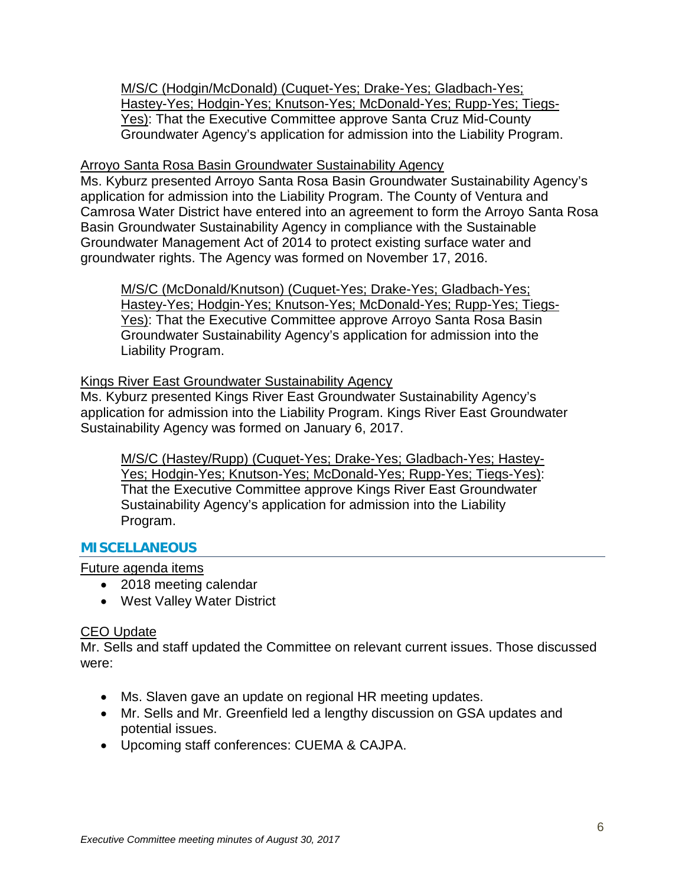M/S/C (Hodgin/McDonald) (Cuquet-Yes; Drake-Yes; Gladbach-Yes; Hastey-Yes; Hodgin-Yes; Knutson-Yes; McDonald-Yes; Rupp-Yes; Tiegs-Yes): That the Executive Committee approve Santa Cruz Mid-County Groundwater Agency's application for admission into the Liability Program.

Arroyo Santa Rosa Basin Groundwater Sustainability Agency

Ms. Kyburz presented Arroyo Santa Rosa Basin Groundwater Sustainability Agency's application for admission into the Liability Program. The County of Ventura and Camrosa Water District have entered into an agreement to form the Arroyo Santa Rosa Basin Groundwater Sustainability Agency in compliance with the Sustainable Groundwater Management Act of 2014 to protect existing surface water and groundwater rights. The Agency was formed on November 17, 2016.

M/S/C (McDonald/Knutson) (Cuquet-Yes; Drake-Yes; Gladbach-Yes; Hastey-Yes; Hodgin-Yes; Knutson-Yes; McDonald-Yes; Rupp-Yes; Tiegs-Yes): That the Executive Committee approve Arroyo Santa Rosa Basin Groundwater Sustainability Agency's application for admission into the Liability Program.

Kings River East Groundwater Sustainability Agency

Ms. Kyburz presented Kings River East Groundwater Sustainability Agency's application for admission into the Liability Program. Kings River East Groundwater Sustainability Agency was formed on January 6, 2017.

M/S/C (Hastey/Rupp) (Cuquet-Yes; Drake-Yes; Gladbach-Yes; Hastey-Yes; Hodgin-Yes; Knutson-Yes; McDonald-Yes; Rupp-Yes; Tiegs-Yes): That the Executive Committee approve Kings River East Groundwater Sustainability Agency's application for admission into the Liability Program.

## MISCELLANEOUS

Future agenda items

- 2018 meeting calendar
- West Valley Water District

CEO Update

Mr. Sells and staff updated the Committee on relevant current issues. Those discussed were:

- Ms. Slaven gave an update on regional HR meeting updates.
- Mr. Sells and Mr. Greenfield led a lengthy discussion on GSA updates and potential issues.
- Upcoming staff conferences: CUEMA & CAJPA.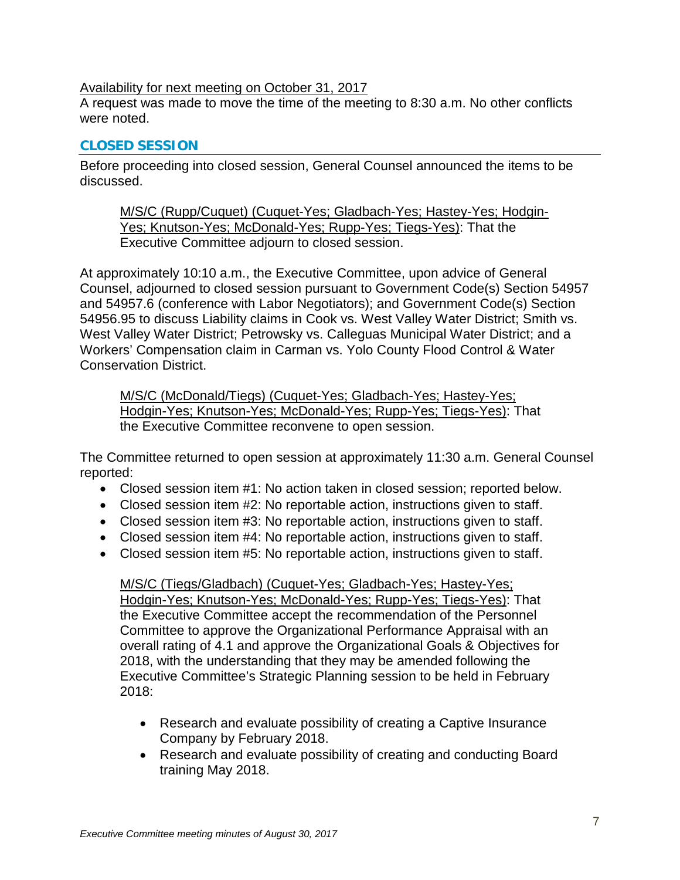Availability for next meeting on October 31, 2017

A request was made to move the time of the meeting to 8:30 a.m. No other conflicts were noted.

## CLOSED SESSION

Before proceeding into closed session, General Counsel announced the items to be discussed.

> M/S/C (Rupp/Cuquet) (Cuquet-Yes; Gladbach-Yes; Hastey-Yes; Hodgin-Yes; Knutson-Yes; McDonald-Yes; Rupp-Yes; Tiegs-Yes): That the Executive Committee adjourn to closed session.

At approximately 10:10 a.m., the Executive Committee, upon advice of General Counsel, adjourned to closed session pursuant to Government Code(s) Section 54957 and 54957.6 (conference with Labor Negotiators); and Government Code(s) Section 54956.95 to discuss Liability claims in Cook vs. West Valley Water District; Smith vs. West Valley Water District; Petrowsky vs. Calleguas Municipal Water District; and a Workers' Compensation claim in Carman vs. Yolo County Flood Control & Water Conservation District.

> M/S/C (McDonald/Tiegs) (Cuquet-Yes; Gladbach-Yes; Hastey-Yes; Hodgin-Yes; Knutson-Yes; McDonald-Yes; Rupp-Yes; Tiegs-Yes): That the Executive Committee reconvene to open session.

The Committee returned to open session at approximately 11:30 a.m. General Counsel reported:

- Closed session item #1: No action taken in closed session; reported below.
- Closed session item #2: No reportable action, instructions given to staff.
- Closed session item #3: No reportable action, instructions given to staff.
- Closed session item #4: No reportable action, instructions given to staff.
- Closed session item #5: No reportable action, instructions given to staff.

> M/S/C (Tiegs/Gladbach) (Cuquet-Yes; Gladbach-Yes; Hastey-Yes; Hodgin-Yes; Knutson-Yes; McDonald-Yes; Rupp-Yes; Tiegs-Yes): That the Executive Committee accept the recommendation of the Personnel Committee to approve the Organizational Performance Appraisal with an overall rating of 4.1 and approve the Organizational Goals & Objectives for 2018, with the understanding that they may be amended following the Executive Committee's Strategic Planning session to be held in February 2018:
>
> - Research and evaluate possibility of creating a Captive Insurance Company by February 2018.
> - Research and evaluate possibility of creating and conducting Board training May 2018.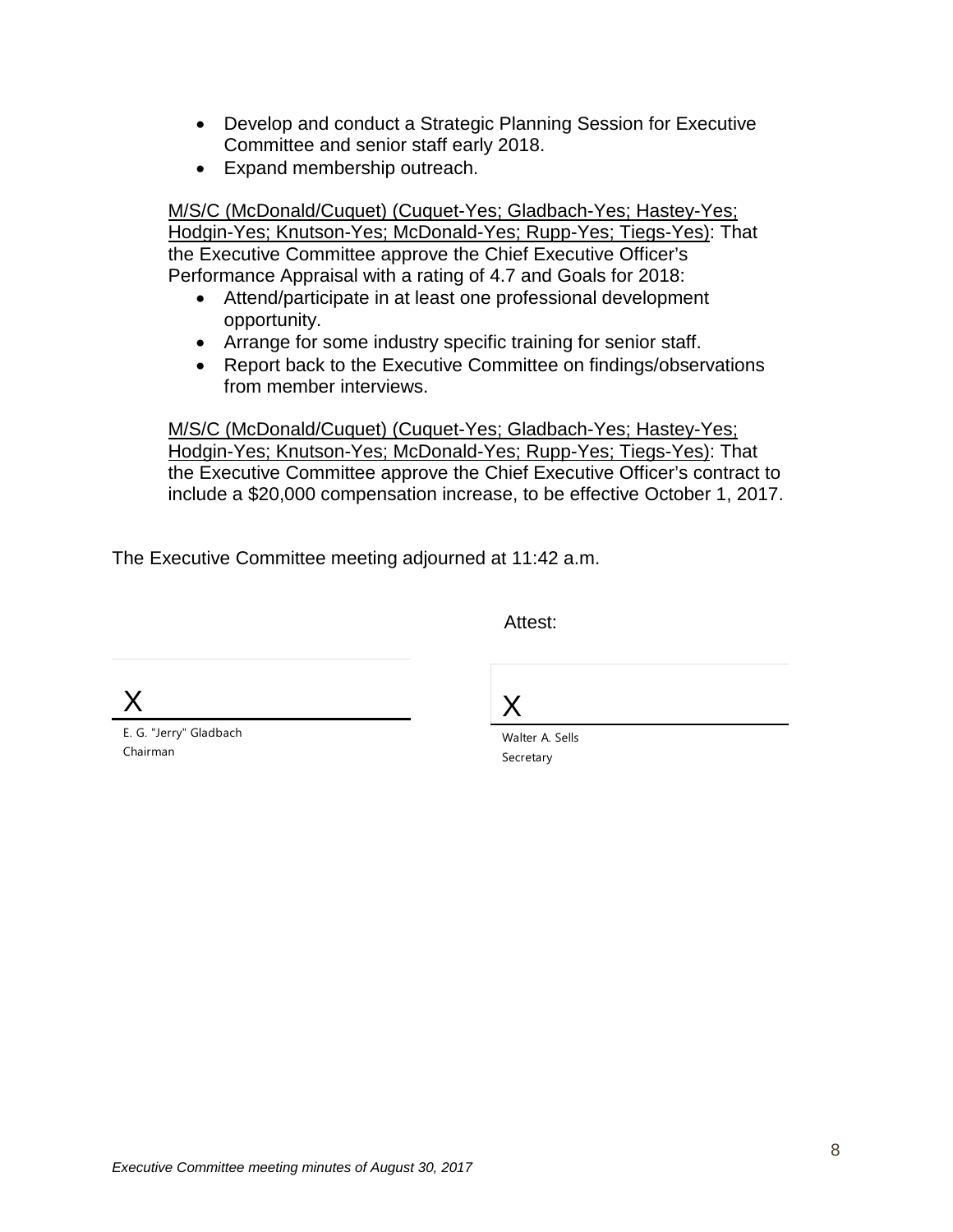- Develop and conduct a Strategic Planning Session for Executive Committee and senior staff early 2018.
- Expand membership outreach.

M/S/C (McDonald/Cuquet) (Cuquet-Yes; Gladbach-Yes; Hastey-Yes; Hodgin-Yes; Knutson-Yes; McDonald-Yes; Rupp-Yes; Tiegs-Yes): That the Executive Committee approve the Chief Executive Officer's Performance Appraisal with a rating of 4.7 and Goals for 2018:

- Attend/participate in at least one professional development opportunity.
- Arrange for some industry specific training for senior staff.
- Report back to the Executive Committee on findings/observations from member interviews.

M/S/C (McDonald/Cuquet) (Cuquet-Yes; Gladbach-Yes; Hastey-Yes; Hodgin-Yes; Knutson-Yes; McDonald-Yes; Rupp-Yes; Tiegs-Yes): That the Executive Committee approve the Chief Executive Officer's contract to include a $20,000 compensation increase, to be effective October 1, 2017.

The Executive Committee meeting adjourned at 11:42 a.m.

Attest:

X

E. G. "Jerry" Gladbach
Chairman

X

Walter A. Sells
Secretary